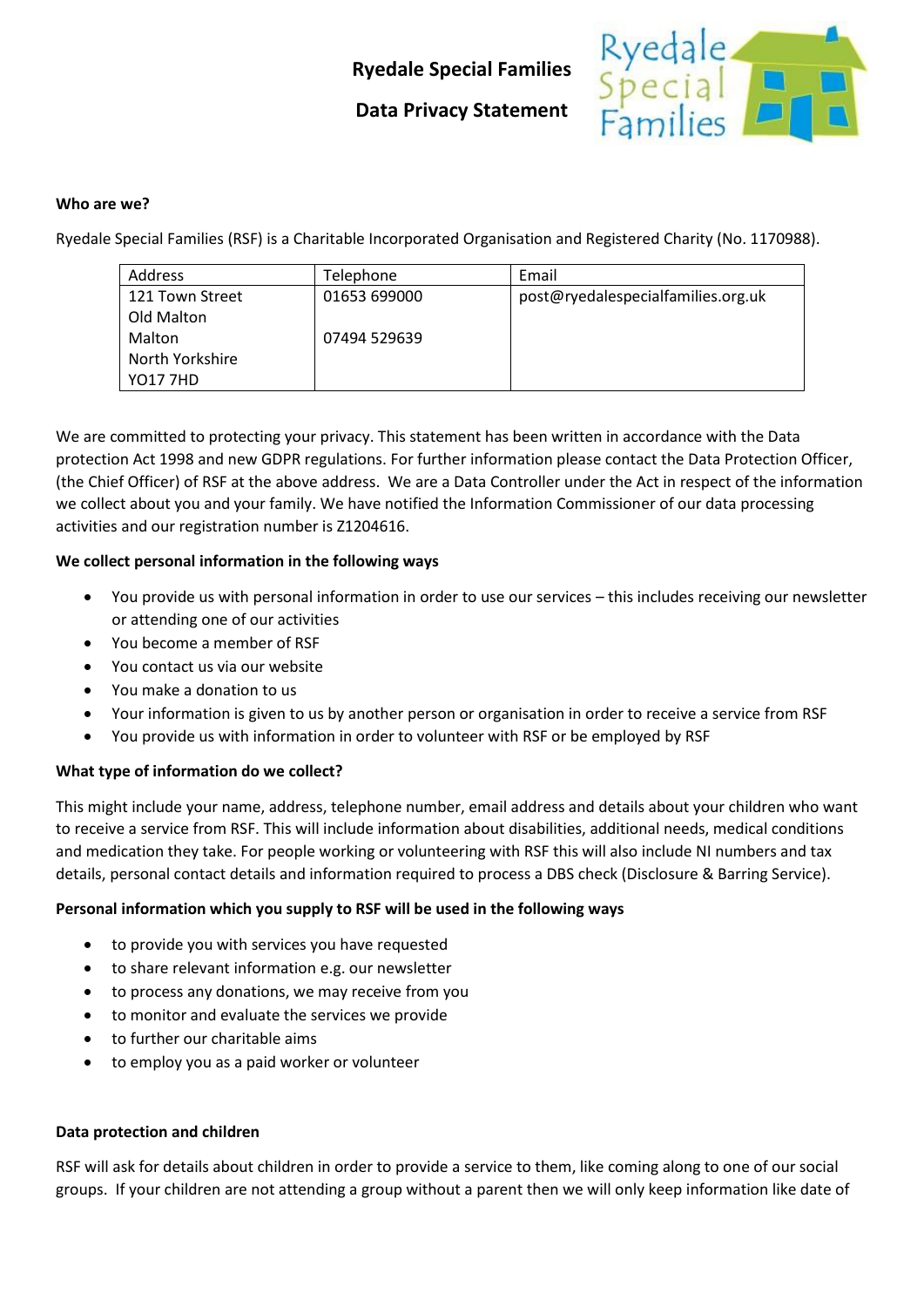# Ryedale Special Families

## Data Privacy Statement

**Who are we?**

Ryedale Special Families (RSF) is a Charitable Incorporated Organisation and Registered Charity (No. 1170988).

| Address | Telephone | Email |
|---|---|---|
| 121 Town Street<br>Old Malton<br>Malton<br>North Yorkshire<br>YO17 7HD | 01653 699000<br><br>07494 529639 | post@ryedalespecialfamilies.org.uk |

We are committed to protecting your privacy. This statement has been written in accordance with the Data protection Act 1998 and new GDPR regulations. For further information please contact the Data Protection Officer, (the Chief Officer) of RSF at the above address. We are a Data Controller under the Act in respect of the information we collect about you and your family. We have notified the Information Commissioner of our data processing activities and our registration number is Z1204616.

**We collect personal information in the following ways**

- You provide us with personal information in order to use our services – this includes receiving our newsletter or attending one of our activities
- You become a member of RSF
- You contact us via our website
- You make a donation to us
- Your information is given to us by another person or organisation in order to receive a service from RSF
- You provide us with information in order to volunteer with RSF or be employed by RSF

**What type of information do we collect?**

This might include your name, address, telephone number, email address and details about your children who want to receive a service from RSF. This will include information about disabilities, additional needs, medical conditions and medication they take. For people working or volunteering with RSF this will also include NI numbers and tax details, personal contact details and information required to process a DBS check (Disclosure & Barring Service).

**Personal information which you supply to RSF will be used in the following ways**

- to provide you with services you have requested
- to share relevant information e.g. our newsletter
- to process any donations, we may receive from you
- to monitor and evaluate the services we provide
- to further our charitable aims
- to employ you as a paid worker or volunteer

**Data protection and children**

RSF will ask for details about children in order to provide a service to them, like coming along to one of our social groups. If your children are not attending a group without a parent then we will only keep information like date of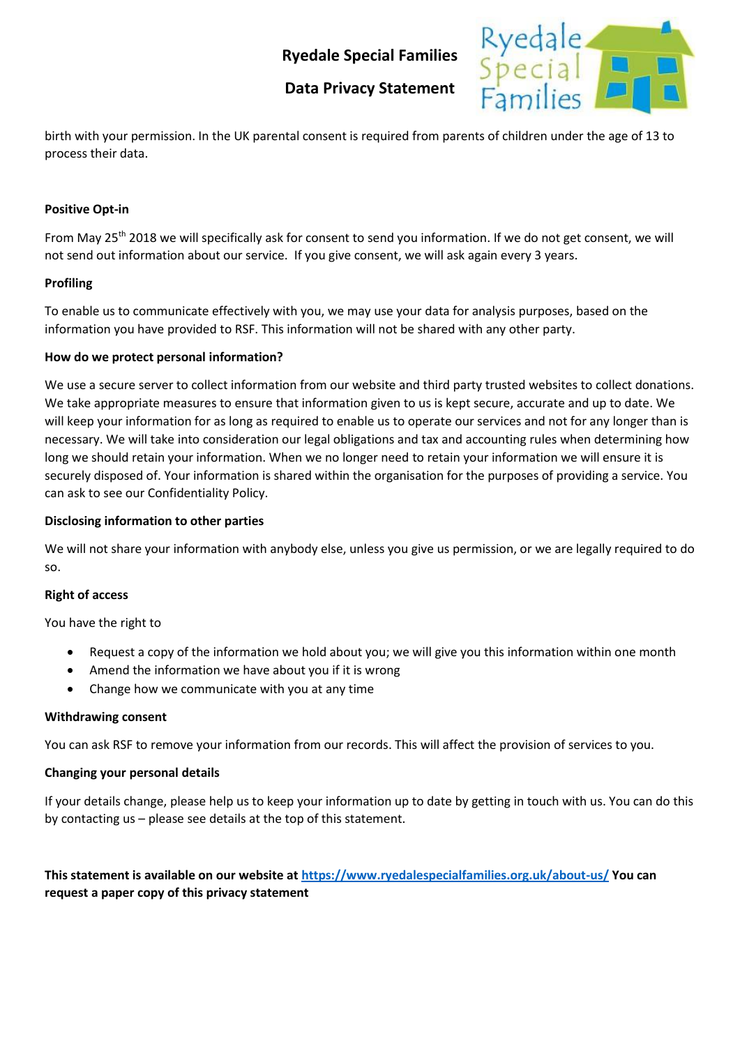birth with your permission. In the UK parental consent is required from parents of children under the age of 13 to process their data.

**Positive Opt-in**

From May 25th 2018 we will specifically ask for consent to send you information. If we do not get consent, we will not send out information about our service. If you give consent, we will ask again every 3 years.

**Profiling**

To enable us to communicate effectively with you, we may use your data for analysis purposes, based on the information you have provided to RSF. This information will not be shared with any other party.

**How do we protect personal information?**

We use a secure server to collect information from our website and third party trusted websites to collect donations. We take appropriate measures to ensure that information given to us is kept secure, accurate and up to date. We will keep your information for as long as required to enable us to operate our services and not for any longer than is necessary. We will take into consideration our legal obligations and tax and accounting rules when determining how long we should retain your information. When we no longer need to retain your information we will ensure it is securely disposed of. Your information is shared within the organisation for the purposes of providing a service. You can ask to see our Confidentiality Policy.

**Disclosing information to other parties**

We will not share your information with anybody else, unless you give us permission, or we are legally required to do so.

**Right of access**

You have the right to

- Request a copy of the information we hold about you; we will give you this information within one month
- Amend the information we have about you if it is wrong
- Change how we communicate with you at any time

**Withdrawing consent**

You can ask RSF to remove your information from our records. This will affect the provision of services to you.

**Changing your personal details**

If your details change, please help us to keep your information up to date by getting in touch with us. You can do this by contacting us – please see details at the top of this statement.

**This statement is available on our website at [https://www.ryedalespecialfamilies.org.uk/about-us/](https://www.ryedalespecialfamilies.org.uk/about-us/) You can request a paper copy of this privacy statement**